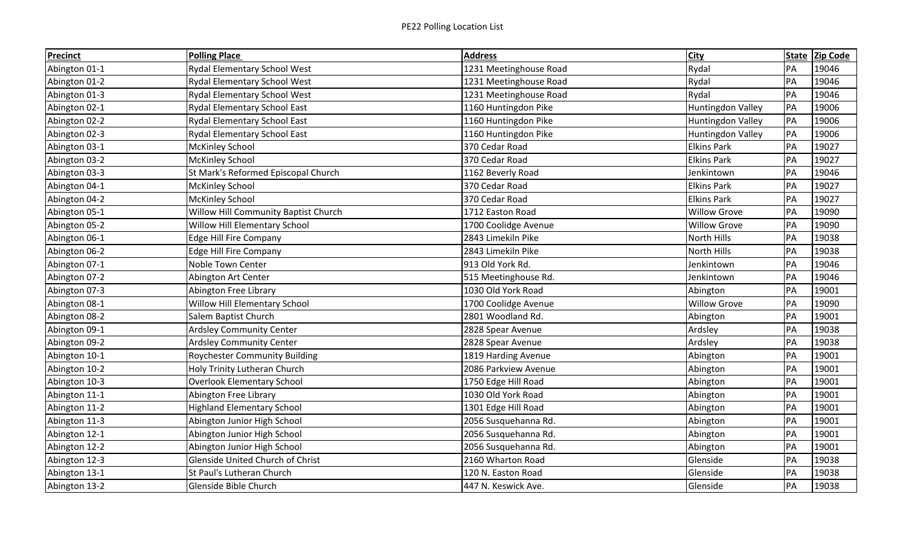# PE22 Polling Location List

| Precinct | Polling Place | Address | City | State | Zip Code |
|---|---|---|---|---|---|
| Abington 01-1 | Rydal Elementary School West | 1231 Meetinghouse Road | Rydal | PA | 19046 |
| Abington 01-2 | Rydal Elementary School West | 1231 Meetinghouse Road | Rydal | PA | 19046 |
| Abington 01-3 | Rydal Elementary School West | 1231 Meetinghouse Road | Rydal | PA | 19046 |
| Abington 02-1 | Rydal Elementary School East | 1160 Huntingdon Pike | Huntingdon Valley | PA | 19006 |
| Abington 02-2 | Rydal Elementary School East | 1160 Huntingdon Pike | Huntingdon Valley | PA | 19006 |
| Abington 02-3 | Rydal Elementary School East | 1160 Huntingdon Pike | Huntingdon Valley | PA | 19006 |
| Abington 03-1 | McKinley School | 370 Cedar Road | Elkins Park | PA | 19027 |
| Abington 03-2 | McKinley School | 370 Cedar Road | Elkins Park | PA | 19027 |
| Abington 03-3 | St Mark's Reformed Episcopal Church | 1162 Beverly Road | Jenkintown | PA | 19046 |
| Abington 04-1 | McKinley School | 370 Cedar Road | Elkins Park | PA | 19027 |
| Abington 04-2 | McKinley School | 370 Cedar Road | Elkins Park | PA | 19027 |
| Abington 05-1 | Willow Hill Community Baptist Church | 1712 Easton Road | Willow Grove | PA | 19090 |
| Abington 05-2 | Willow Hill Elementary School | 1700 Coolidge Avenue | Willow Grove | PA | 19090 |
| Abington 06-1 | Edge Hill Fire Company | 2843 Limekiln Pike | North Hills | PA | 19038 |
| Abington 06-2 | Edge Hill Fire Company | 2843 Limekiln Pike | North Hills | PA | 19038 |
| Abington 07-1 | Noble Town Center | 913 Old York Rd. | Jenkintown | PA | 19046 |
| Abington 07-2 | Abington Art Center | 515 Meetinghouse Rd. | Jenkintown | PA | 19046 |
| Abington 07-3 | Abington Free Library | 1030 Old York Road | Abington | PA | 19001 |
| Abington 08-1 | Willow Hill Elementary School | 1700 Coolidge Avenue | Willow Grove | PA | 19090 |
| Abington 08-2 | Salem Baptist Church | 2801 Woodland Rd. | Abington | PA | 19001 |
| Abington 09-1 | Ardsley Community Center | 2828 Spear Avenue | Ardsley | PA | 19038 |
| Abington 09-2 | Ardsley Community Center | 2828 Spear Avenue | Ardsley | PA | 19038 |
| Abington 10-1 | Roychester Community Building | 1819 Harding Avenue | Abington | PA | 19001 |
| Abington 10-2 | Holy Trinity Lutheran Church | 2086 Parkview Avenue | Abington | PA | 19001 |
| Abington 10-3 | Overlook Elementary School | 1750 Edge Hill Road | Abington | PA | 19001 |
| Abington 11-1 | Abington Free Library | 1030 Old York Road | Abington | PA | 19001 |
| Abington 11-2 | Highland Elementary School | 1301 Edge Hill Road | Abington | PA | 19001 |
| Abington 11-3 | Abington Junior High School | 2056 Susquehanna Rd. | Abington | PA | 19001 |
| Abington 12-1 | Abington Junior High School | 2056 Susquehanna Rd. | Abington | PA | 19001 |
| Abington 12-2 | Abington Junior High School | 2056 Susquehanna Rd. | Abington | PA | 19001 |
| Abington 12-3 | Glenside United Church of Christ | 2160 Wharton Road | Glenside | PA | 19038 |
| Abington 13-1 | St Paul's Lutheran Church | 120 N. Easton Road | Glenside | PA | 19038 |
| Abington 13-2 | Glenside Bible Church | 447 N. Keswick Ave. | Glenside | PA | 19038 |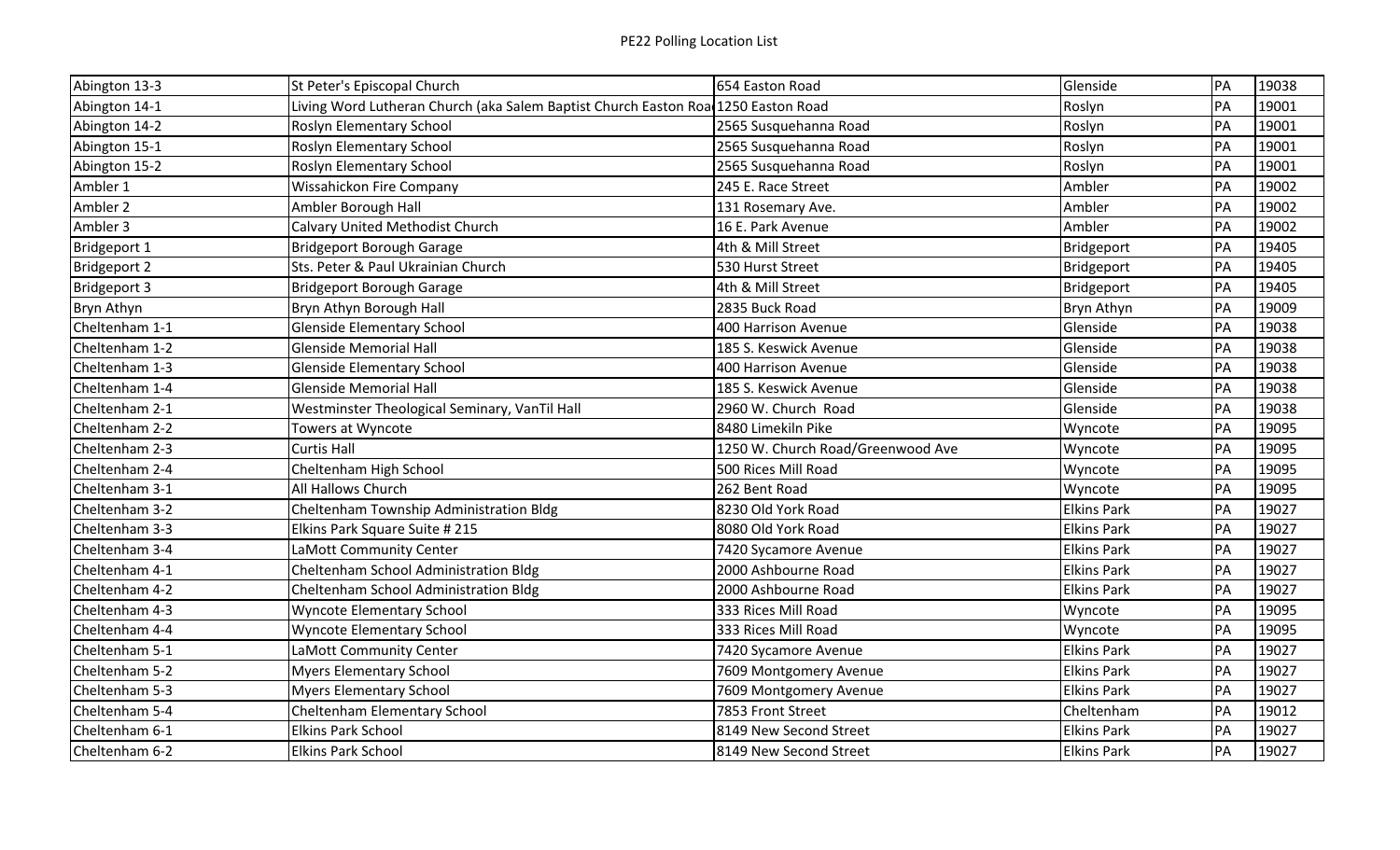| | | | | | |
|---|---|---|---|---|---|
| Abington 13-3 | St Peter's Episcopal Church | 654 Easton Road | Glenside | PA | 19038 |
| Abington 14-1 | Living Word Lutheran Church (aka Salem Baptist Church Easton Roa | 1250 Easton Road | Roslyn | PA | 19001 |
| Abington 14-2 | Roslyn Elementary School | 2565 Susquehanna Road | Roslyn | PA | 19001 |
| Abington 15-1 | Roslyn Elementary School | 2565 Susquehanna Road | Roslyn | PA | 19001 |
| Abington 15-2 | Roslyn Elementary School | 2565 Susquehanna Road | Roslyn | PA | 19001 |
| Ambler 1 | Wissahickon Fire Company | 245 E. Race Street | Ambler | PA | 19002 |
| Ambler 2 | Ambler Borough Hall | 131 Rosemary Ave. | Ambler | PA | 19002 |
| Ambler 3 | Calvary United Methodist Church | 16 E. Park Avenue | Ambler | PA | 19002 |
| Bridgeport 1 | Bridgeport Borough Garage | 4th & Mill Street | Bridgeport | PA | 19405 |
| Bridgeport 2 | Sts. Peter & Paul Ukrainian Church | 530 Hurst Street | Bridgeport | PA | 19405 |
| Bridgeport 3 | Bridgeport Borough Garage | 4th & Mill Street | Bridgeport | PA | 19405 |
| Bryn Athyn | Bryn Athyn Borough Hall | 2835 Buck Road | Bryn Athyn | PA | 19009 |
| Cheltenham 1-1 | Glenside Elementary School | 400 Harrison Avenue | Glenside | PA | 19038 |
| Cheltenham 1-2 | Glenside Memorial Hall | 185 S. Keswick Avenue | Glenside | PA | 19038 |
| Cheltenham 1-3 | Glenside Elementary School | 400 Harrison Avenue | Glenside | PA | 19038 |
| Cheltenham 1-4 | Glenside Memorial Hall | 185 S. Keswick Avenue | Glenside | PA | 19038 |
| Cheltenham 2-1 | Westminster Theological Seminary, VanTil Hall | 2960 W. Church Road | Glenside | PA | 19038 |
| Cheltenham 2-2 | Towers at Wyncote | 8480 Limekiln Pike | Wyncote | PA | 19095 |
| Cheltenham 2-3 | Curtis Hall | 1250 W. Church Road/Greenwood Ave | Wyncote | PA | 19095 |
| Cheltenham 2-4 | Cheltenham High School | 500 Rices Mill Road | Wyncote | PA | 19095 |
| Cheltenham 3-1 | All Hallows Church | 262 Bent Road | Wyncote | PA | 19095 |
| Cheltenham 3-2 | Cheltenham Township Administration Bldg | 8230 Old York Road | Elkins Park | PA | 19027 |
| Cheltenham 3-3 | Elkins Park Square Suite # 215 | 8080 Old York Road | Elkins Park | PA | 19027 |
| Cheltenham 3-4 | LaMott Community Center | 7420 Sycamore Avenue | Elkins Park | PA | 19027 |
| Cheltenham 4-1 | Cheltenham School Administration Bldg | 2000 Ashbourne Road | Elkins Park | PA | 19027 |
| Cheltenham 4-2 | Cheltenham School Administration Bldg | 2000 Ashbourne Road | Elkins Park | PA | 19027 |
| Cheltenham 4-3 | Wyncote Elementary School | 333 Rices Mill Road | Wyncote | PA | 19095 |
| Cheltenham 4-4 | Wyncote Elementary School | 333 Rices Mill Road | Wyncote | PA | 19095 |
| Cheltenham 5-1 | LaMott Community Center | 7420 Sycamore Avenue | Elkins Park | PA | 19027 |
| Cheltenham 5-2 | Myers Elementary School | 7609 Montgomery Avenue | Elkins Park | PA | 19027 |
| Cheltenham 5-3 | Myers Elementary School | 7609 Montgomery Avenue | Elkins Park | PA | 19027 |
| Cheltenham 5-4 | Cheltenham Elementary School | 7853 Front Street | Cheltenham | PA | 19012 |
| Cheltenham 6-1 | Elkins Park School | 8149 New Second Street | Elkins Park | PA | 19027 |
| Cheltenham 6-2 | Elkins Park School | 8149 New Second Street | Elkins Park | PA | 19027 |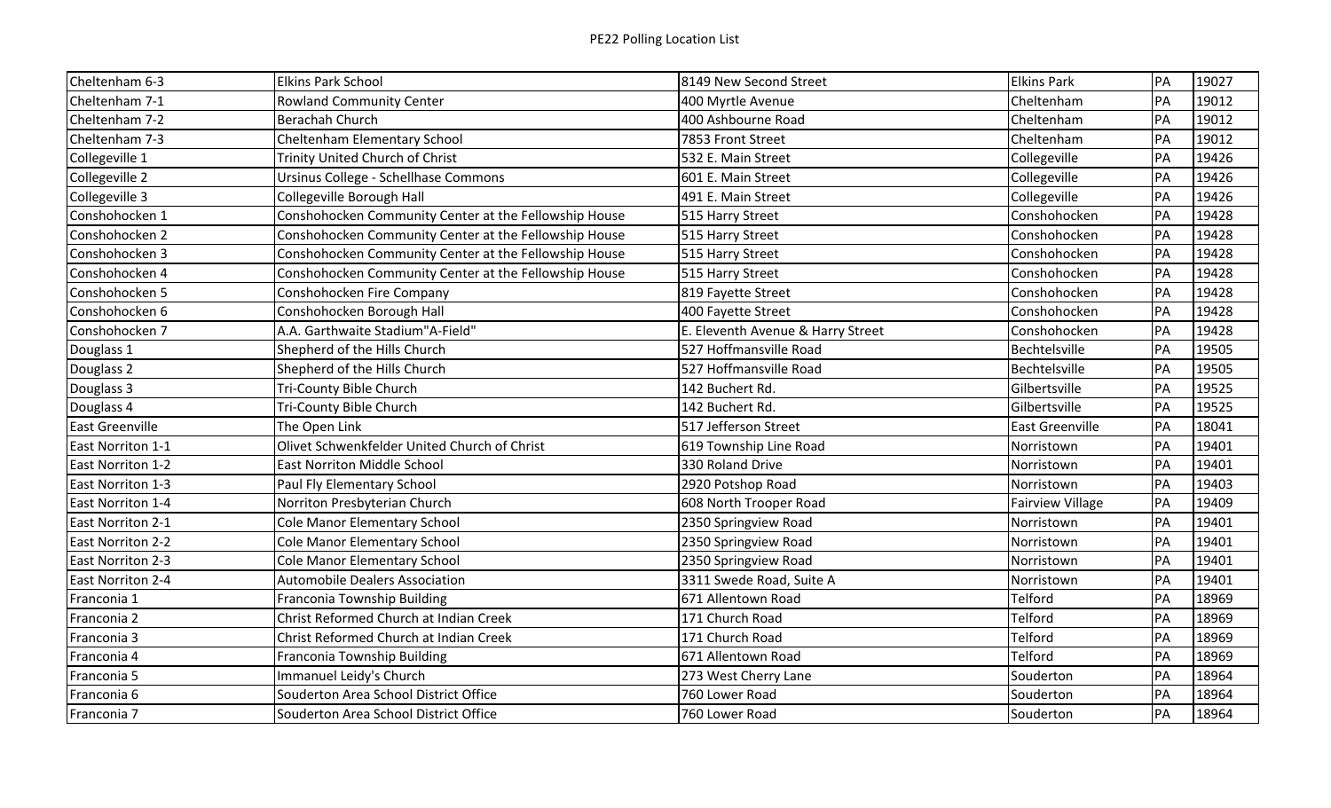| | | | | | |
|---|---|---|---|---|---|
| Cheltenham 6-3 | Elkins Park School | 8149 New Second Street | Elkins Park | PA | 19027 |
| Cheltenham 7-1 | Rowland Community Center | 400 Myrtle Avenue | Cheltenham | PA | 19012 |
| Cheltenham 7-2 | Berachah Church | 400 Ashbourne Road | Cheltenham | PA | 19012 |
| Cheltenham 7-3 | Cheltenham Elementary School | 7853 Front Street | Cheltenham | PA | 19012 |
| Collegeville 1 | Trinity United Church of Christ | 532 E. Main Street | Collegeville | PA | 19426 |
| Collegeville 2 | Ursinus College - Schellhase Commons | 601 E. Main Street | Collegeville | PA | 19426 |
| Collegeville 3 | Collegeville Borough Hall | 491 E. Main Street | Collegeville | PA | 19426 |
| Conshohocken 1 | Conshohocken Community Center at the Fellowship House | 515 Harry Street | Conshohocken | PA | 19428 |
| Conshohocken 2 | Conshohocken Community Center at the Fellowship House | 515 Harry Street | Conshohocken | PA | 19428 |
| Conshohocken 3 | Conshohocken Community Center at the Fellowship House | 515 Harry Street | Conshohocken | PA | 19428 |
| Conshohocken 4 | Conshohocken Community Center at the Fellowship House | 515 Harry Street | Conshohocken | PA | 19428 |
| Conshohocken 5 | Conshohocken Fire Company | 819 Fayette Street | Conshohocken | PA | 19428 |
| Conshohocken 6 | Conshohocken Borough Hall | 400 Fayette Street | Conshohocken | PA | 19428 |
| Conshohocken 7 | A.A. Garthwaite Stadium"A-Field" | E. Eleventh Avenue & Harry Street | Conshohocken | PA | 19428 |
| Douglass 1 | Shepherd of the Hills Church | 527 Hoffmansville Road | Bechtelsville | PA | 19505 |
| Douglass 2 | Shepherd of the Hills Church | 527 Hoffmansville Road | Bechtelsville | PA | 19505 |
| Douglass 3 | Tri-County Bible Church | 142 Buchert Rd. | Gilbertsville | PA | 19525 |
| Douglass 4 | Tri-County Bible Church | 142 Buchert Rd. | Gilbertsville | PA | 19525 |
| East Greenville | The Open Link | 517 Jefferson Street | East Greenville | PA | 18041 |
| East Norriton 1-1 | Olivet Schwenkfelder United Church of Christ | 619 Township Line Road | Norristown | PA | 19401 |
| East Norriton 1-2 | East Norriton Middle School | 330 Roland Drive | Norristown | PA | 19401 |
| East Norriton 1-3 | Paul Fly Elementary School | 2920 Potshop Road | Norristown | PA | 19403 |
| East Norriton 1-4 | Norriton Presbyterian Church | 608 North Trooper Road | Fairview Village | PA | 19409 |
| East Norriton 2-1 | Cole Manor Elementary School | 2350 Springview Road | Norristown | PA | 19401 |
| East Norriton 2-2 | Cole Manor Elementary School | 2350 Springview Road | Norristown | PA | 19401 |
| East Norriton 2-3 | Cole Manor Elementary School | 2350 Springview Road | Norristown | PA | 19401 |
| East Norriton 2-4 | Automobile Dealers Association | 3311 Swede Road, Suite A | Norristown | PA | 19401 |
| Franconia 1 | Franconia Township Building | 671 Allentown Road | Telford | PA | 18969 |
| Franconia 2 | Christ Reformed Church at Indian Creek | 171 Church Road | Telford | PA | 18969 |
| Franconia 3 | Christ Reformed Church at Indian Creek | 171 Church Road | Telford | PA | 18969 |
| Franconia 4 | Franconia Township Building | 671 Allentown Road | Telford | PA | 18969 |
| Franconia 5 | Immanuel Leidy's Church | 273 West Cherry Lane | Souderton | PA | 18964 |
| Franconia 6 | Souderton Area School District Office | 760 Lower Road | Souderton | PA | 18964 |
| Franconia 7 | Souderton Area School District Office | 760 Lower Road | Souderton | PA | 18964 |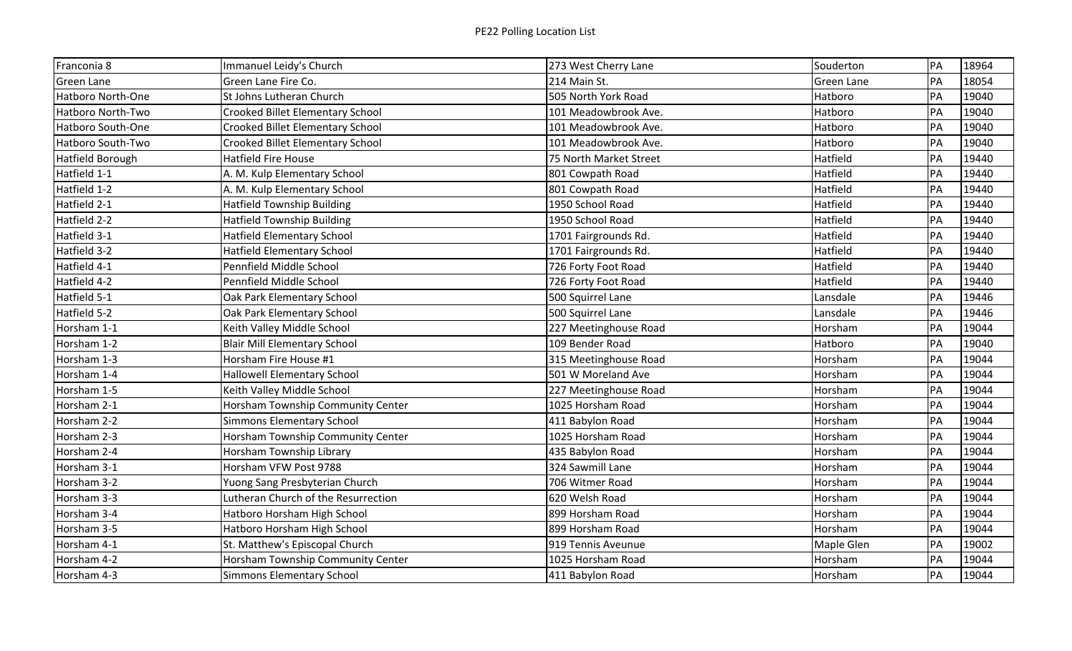| | | | | | |
|---|---|---|---|---|---|
| Franconia 8 | Immanuel Leidy's Church | 273 West Cherry Lane | Souderton | PA | 18964 |
| Green Lane | Green Lane Fire Co. | 214 Main St. | Green Lane | PA | 18054 |
| Hatboro North-One | St Johns Lutheran Church | 505 North York Road | Hatboro | PA | 19040 |
| Hatboro North-Two | Crooked Billet Elementary School | 101 Meadowbrook Ave. | Hatboro | PA | 19040 |
| Hatboro South-One | Crooked Billet Elementary School | 101 Meadowbrook Ave. | Hatboro | PA | 19040 |
| Hatboro South-Two | Crooked Billet Elementary School | 101 Meadowbrook Ave. | Hatboro | PA | 19040 |
| Hatfield Borough | Hatfield Fire House | 75 North Market Street | Hatfield | PA | 19440 |
| Hatfield 1-1 | A. M. Kulp Elementary School | 801 Cowpath Road | Hatfield | PA | 19440 |
| Hatfield 1-2 | A. M. Kulp Elementary School | 801 Cowpath Road | Hatfield | PA | 19440 |
| Hatfield 2-1 | Hatfield Township Building | 1950 School Road | Hatfield | PA | 19440 |
| Hatfield 2-2 | Hatfield Township Building | 1950 School Road | Hatfield | PA | 19440 |
| Hatfield 3-1 | Hatfield Elementary School | 1701 Fairgrounds Rd. | Hatfield | PA | 19440 |
| Hatfield 3-2 | Hatfield Elementary School | 1701 Fairgrounds Rd. | Hatfield | PA | 19440 |
| Hatfield 4-1 | Pennfield Middle School | 726 Forty Foot Road | Hatfield | PA | 19440 |
| Hatfield 4-2 | Pennfield Middle School | 726 Forty Foot Road | Hatfield | PA | 19440 |
| Hatfield 5-1 | Oak Park Elementary School | 500 Squirrel Lane | Lansdale | PA | 19446 |
| Hatfield 5-2 | Oak Park Elementary School | 500 Squirrel Lane | Lansdale | PA | 19446 |
| Horsham 1-1 | Keith Valley Middle School | 227 Meetinghouse Road | Horsham | PA | 19044 |
| Horsham 1-2 | Blair Mill Elementary School | 109 Bender Road | Hatboro | PA | 19040 |
| Horsham 1-3 | Horsham Fire House #1 | 315 Meetinghouse Road | Horsham | PA | 19044 |
| Horsham 1-4 | Hallowell Elementary School | 501 W Moreland Ave | Horsham | PA | 19044 |
| Horsham 1-5 | Keith Valley Middle School | 227 Meetinghouse Road | Horsham | PA | 19044 |
| Horsham 2-1 | Horsham Township Community Center | 1025 Horsham Road | Horsham | PA | 19044 |
| Horsham 2-2 | Simmons Elementary School | 411 Babylon Road | Horsham | PA | 19044 |
| Horsham 2-3 | Horsham Township Community Center | 1025 Horsham Road | Horsham | PA | 19044 |
| Horsham 2-4 | Horsham Township Library | 435 Babylon Road | Horsham | PA | 19044 |
| Horsham 3-1 | Horsham VFW Post 9788 | 324 Sawmill Lane | Horsham | PA | 19044 |
| Horsham 3-2 | Yuong Sang Presbyterian Church | 706 Witmer Road | Horsham | PA | 19044 |
| Horsham 3-3 | Lutheran Church of the Resurrection | 620 Welsh Road | Horsham | PA | 19044 |
| Horsham 3-4 | Hatboro Horsham High School | 899 Horsham Road | Horsham | PA | 19044 |
| Horsham 3-5 | Hatboro Horsham High School | 899 Horsham Road | Horsham | PA | 19044 |
| Horsham 4-1 | St. Matthew's Episcopal Church | 919 Tennis Aveunue | Maple Glen | PA | 19002 |
| Horsham 4-2 | Horsham Township Community Center | 1025 Horsham Road | Horsham | PA | 19044 |
| Horsham 4-3 | Simmons Elementary School | 411 Babylon Road | Horsham | PA | 19044 |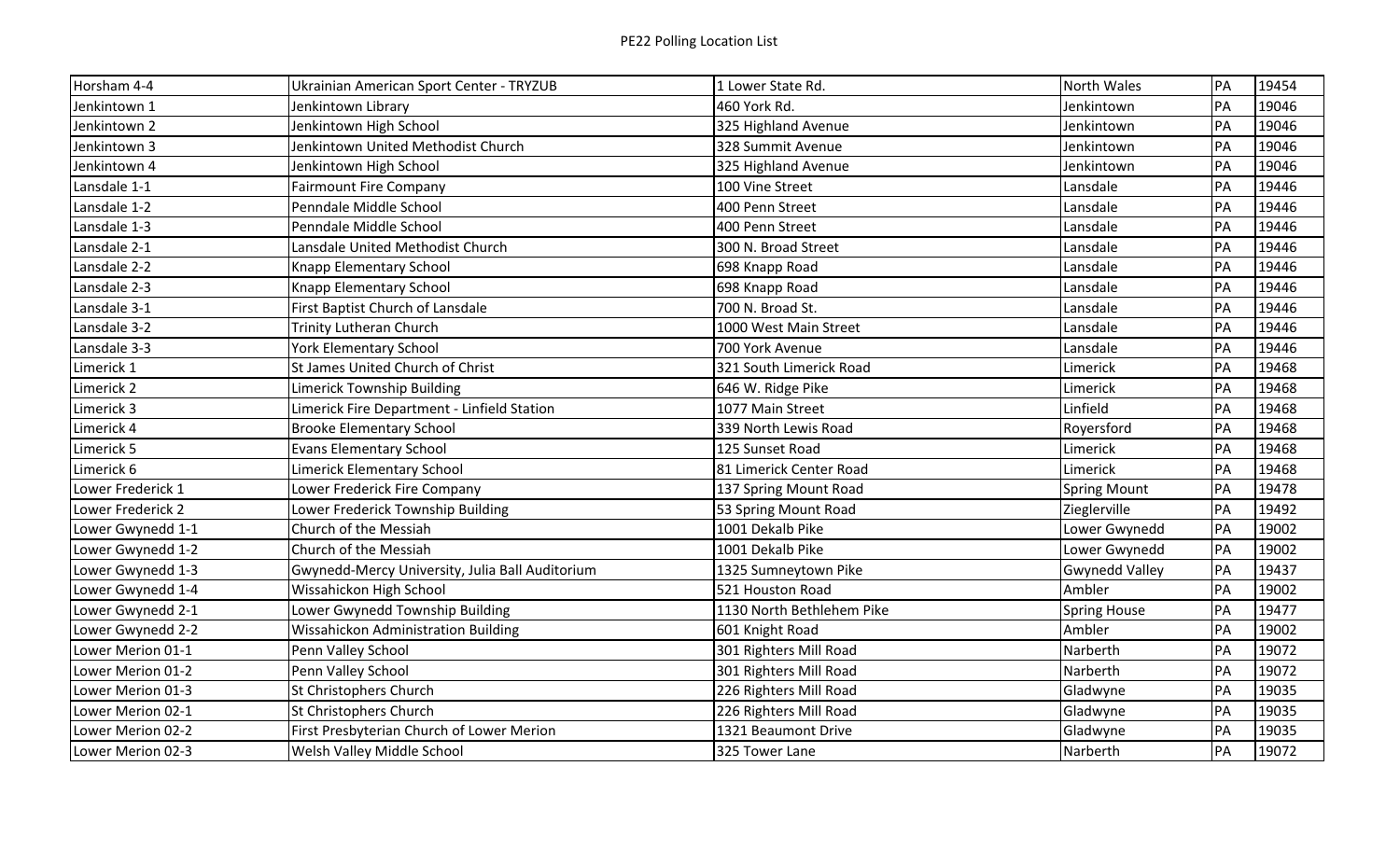| | | | | | |
|---|---|---|---|---|---|
| Horsham 4-4 | Ukrainian American Sport Center - TRYZUB | 1 Lower State Rd. | North Wales | PA | 19454 |
| Jenkintown 1 | Jenkintown Library | 460 York Rd. | Jenkintown | PA | 19046 |
| Jenkintown 2 | Jenkintown High School | 325 Highland Avenue | Jenkintown | PA | 19046 |
| Jenkintown 3 | Jenkintown United Methodist Church | 328 Summit Avenue | Jenkintown | PA | 19046 |
| Jenkintown 4 | Jenkintown High School | 325 Highland Avenue | Jenkintown | PA | 19046 |
| Lansdale 1-1 | Fairmount Fire Company | 100 Vine Street | Lansdale | PA | 19446 |
| Lansdale 1-2 | Penndale Middle School | 400 Penn Street | Lansdale | PA | 19446 |
| Lansdale 1-3 | Penndale Middle School | 400 Penn Street | Lansdale | PA | 19446 |
| Lansdale 2-1 | Lansdale United Methodist Church | 300 N. Broad Street | Lansdale | PA | 19446 |
| Lansdale 2-2 | Knapp Elementary School | 698 Knapp Road | Lansdale | PA | 19446 |
| Lansdale 2-3 | Knapp Elementary School | 698 Knapp Road | Lansdale | PA | 19446 |
| Lansdale 3-1 | First Baptist Church of Lansdale | 700 N. Broad St. | Lansdale | PA | 19446 |
| Lansdale 3-2 | Trinity Lutheran Church | 1000 West Main Street | Lansdale | PA | 19446 |
| Lansdale 3-3 | York Elementary School | 700 York Avenue | Lansdale | PA | 19446 |
| Limerick 1 | St James United Church of Christ | 321 South Limerick Road | Limerick | PA | 19468 |
| Limerick 2 | Limerick Township Building | 646 W. Ridge Pike | Limerick | PA | 19468 |
| Limerick 3 | Limerick Fire Department - Linfield Station | 1077 Main Street | Linfield | PA | 19468 |
| Limerick 4 | Brooke Elementary School | 339 North Lewis Road | Royersford | PA | 19468 |
| Limerick 5 | Evans Elementary School | 125 Sunset Road | Limerick | PA | 19468 |
| Limerick 6 | Limerick Elementary School | 81 Limerick Center Road | Limerick | PA | 19468 |
| Lower Frederick 1 | Lower Frederick Fire Company | 137 Spring Mount Road | Spring Mount | PA | 19478 |
| Lower Frederick 2 | Lower Frederick Township Building | 53 Spring Mount Road | Zieglerville | PA | 19492 |
| Lower Gwynedd 1-1 | Church of the Messiah | 1001 Dekalb Pike | Lower Gwynedd | PA | 19002 |
| Lower Gwynedd 1-2 | Church of the Messiah | 1001 Dekalb Pike | Lower Gwynedd | PA | 19002 |
| Lower Gwynedd 1-3 | Gwynedd-Mercy University, Julia Ball Auditorium | 1325 Sumneytown Pike | Gwynedd Valley | PA | 19437 |
| Lower Gwynedd 1-4 | Wissahickon High School | 521 Houston Road | Ambler | PA | 19002 |
| Lower Gwynedd 2-1 | Lower Gwynedd Township Building | 1130 North Bethlehem Pike | Spring House | PA | 19477 |
| Lower Gwynedd 2-2 | Wissahickon Administration Building | 601 Knight Road | Ambler | PA | 19002 |
| Lower Merion 01-1 | Penn Valley School | 301 Righters Mill Road | Narberth | PA | 19072 |
| Lower Merion 01-2 | Penn Valley School | 301 Righters Mill Road | Narberth | PA | 19072 |
| Lower Merion 01-3 | St Christophers Church | 226 Righters Mill Road | Gladwyne | PA | 19035 |
| Lower Merion 02-1 | St Christophers Church | 226 Righters Mill Road | Gladwyne | PA | 19035 |
| Lower Merion 02-2 | First Presbyterian Church of Lower Merion | 1321 Beaumont Drive | Gladwyne | PA | 19035 |
| Lower Merion 02-3 | Welsh Valley Middle School | 325 Tower Lane | Narberth | PA | 19072 |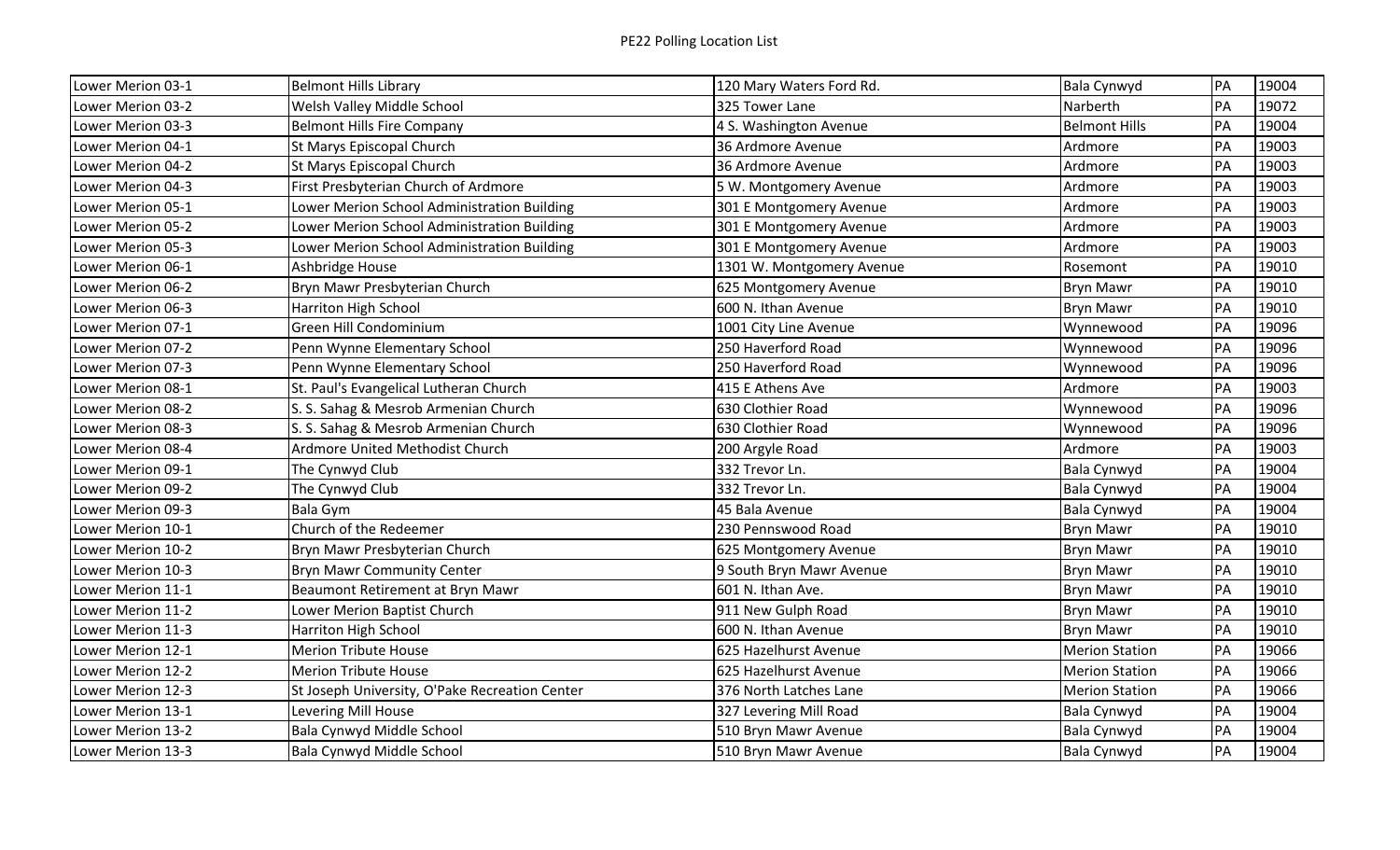| | | | | | |
|---|---|---|---|---|---|
| Lower Merion 03-1 | Belmont Hills Library | 120 Mary Waters Ford Rd. | Bala Cynwyd | PA | 19004 |
| Lower Merion 03-2 | Welsh Valley Middle School | 325 Tower Lane | Narberth | PA | 19072 |
| Lower Merion 03-3 | Belmont Hills Fire Company | 4 S. Washington Avenue | Belmont Hills | PA | 19004 |
| Lower Merion 04-1 | St Marys Episcopal Church | 36 Ardmore Avenue | Ardmore | PA | 19003 |
| Lower Merion 04-2 | St Marys Episcopal Church | 36 Ardmore Avenue | Ardmore | PA | 19003 |
| Lower Merion 04-3 | First Presbyterian Church of Ardmore | 5 W. Montgomery Avenue | Ardmore | PA | 19003 |
| Lower Merion 05-1 | Lower Merion School Administration Building | 301 E Montgomery Avenue | Ardmore | PA | 19003 |
| Lower Merion 05-2 | Lower Merion School Administration Building | 301 E Montgomery Avenue | Ardmore | PA | 19003 |
| Lower Merion 05-3 | Lower Merion School Administration Building | 301 E Montgomery Avenue | Ardmore | PA | 19003 |
| Lower Merion 06-1 | Ashbridge House | 1301 W. Montgomery Avenue | Rosemont | PA | 19010 |
| Lower Merion 06-2 | Bryn Mawr Presbyterian Church | 625 Montgomery Avenue | Bryn Mawr | PA | 19010 |
| Lower Merion 06-3 | Harriton High School | 600 N. Ithan Avenue | Bryn Mawr | PA | 19010 |
| Lower Merion 07-1 | Green Hill Condominium | 1001 City Line Avenue | Wynnewood | PA | 19096 |
| Lower Merion 07-2 | Penn Wynne Elementary School | 250 Haverford Road | Wynnewood | PA | 19096 |
| Lower Merion 07-3 | Penn Wynne Elementary School | 250 Haverford Road | Wynnewood | PA | 19096 |
| Lower Merion 08-1 | St. Paul's Evangelical Lutheran Church | 415 E Athens Ave | Ardmore | PA | 19003 |
| Lower Merion 08-2 | S. S. Sahag & Mesrob Armenian Church | 630 Clothier Road | Wynnewood | PA | 19096 |
| Lower Merion 08-3 | S. S. Sahag & Mesrob Armenian Church | 630 Clothier Road | Wynnewood | PA | 19096 |
| Lower Merion 08-4 | Ardmore United Methodist Church | 200 Argyle Road | Ardmore | PA | 19003 |
| Lower Merion 09-1 | The Cynwyd Club | 332 Trevor Ln. | Bala Cynwyd | PA | 19004 |
| Lower Merion 09-2 | The Cynwyd Club | 332 Trevor Ln. | Bala Cynwyd | PA | 19004 |
| Lower Merion 09-3 | Bala Gym | 45 Bala Avenue | Bala Cynwyd | PA | 19004 |
| Lower Merion 10-1 | Church of the Redeemer | 230 Pennswood Road | Bryn Mawr | PA | 19010 |
| Lower Merion 10-2 | Bryn Mawr Presbyterian Church | 625 Montgomery Avenue | Bryn Mawr | PA | 19010 |
| Lower Merion 10-3 | Bryn Mawr Community Center | 9 South Bryn Mawr Avenue | Bryn Mawr | PA | 19010 |
| Lower Merion 11-1 | Beaumont Retirement at Bryn Mawr | 601 N. Ithan Ave. | Bryn Mawr | PA | 19010 |
| Lower Merion 11-2 | Lower Merion Baptist Church | 911 New Gulph Road | Bryn Mawr | PA | 19010 |
| Lower Merion 11-3 | Harriton High School | 600 N. Ithan Avenue | Bryn Mawr | PA | 19010 |
| Lower Merion 12-1 | Merion Tribute House | 625 Hazelhurst Avenue | Merion Station | PA | 19066 |
| Lower Merion 12-2 | Merion Tribute House | 625 Hazelhurst Avenue | Merion Station | PA | 19066 |
| Lower Merion 12-3 | St Joseph University, O'Pake Recreation Center | 376 North Latches Lane | Merion Station | PA | 19066 |
| Lower Merion 13-1 | Levering Mill House | 327 Levering Mill Road | Bala Cynwyd | PA | 19004 |
| Lower Merion 13-2 | Bala Cynwyd Middle School | 510 Bryn Mawr Avenue | Bala Cynwyd | PA | 19004 |
| Lower Merion 13-3 | Bala Cynwyd Middle School | 510 Bryn Mawr Avenue | Bala Cynwyd | PA | 19004 |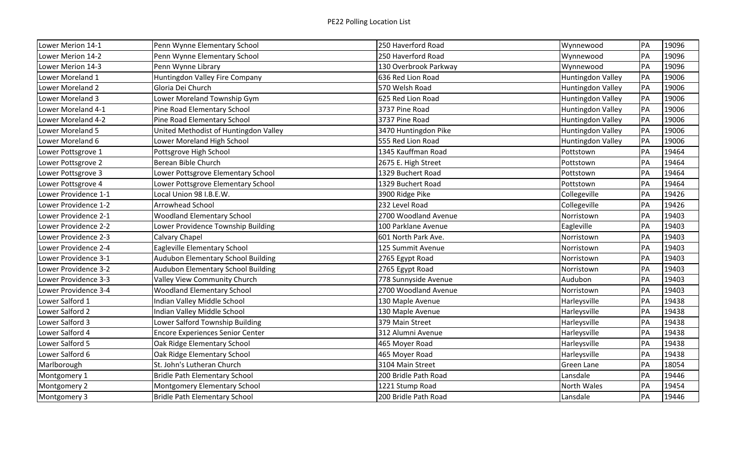| Lower Merion 14-1 | Penn Wynne Elementary School | 250 Haverford Road | Wynnewood | PA | 19096 |
|---|---|---|---|---|---|
| Lower Merion 14-2 | Penn Wynne Elementary School | 250 Haverford Road | Wynnewood | PA | 19096 |
| Lower Merion 14-3 | Penn Wynne Library | 130 Overbrook Parkway | Wynnewood | PA | 19096 |
| Lower Moreland 1 | Huntingdon Valley Fire Company | 636 Red Lion Road | Huntingdon Valley | PA | 19006 |
| Lower Moreland 2 | Gloria Dei Church | 570 Welsh Road | Huntingdon Valley | PA | 19006 |
| Lower Moreland 3 | Lower Moreland Township Gym | 625 Red Lion Road | Huntingdon Valley | PA | 19006 |
| Lower Moreland 4-1 | Pine Road Elementary School | 3737 Pine Road | Huntingdon Valley | PA | 19006 |
| Lower Moreland 4-2 | Pine Road Elementary School | 3737 Pine Road | Huntingdon Valley | PA | 19006 |
| Lower Moreland 5 | United Methodist of Huntingdon Valley | 3470 Huntingdon Pike | Huntingdon Valley | PA | 19006 |
| Lower Moreland 6 | Lower Moreland High School | 555 Red Lion Road | Huntingdon Valley | PA | 19006 |
| Lower Pottsgrove 1 | Pottsgrove High School | 1345 Kauffman Road | Pottstown | PA | 19464 |
| Lower Pottsgrove 2 | Berean Bible Church | 2675 E. High Street | Pottstown | PA | 19464 |
| Lower Pottsgrove 3 | Lower Pottsgrove Elementary School | 1329 Buchert Road | Pottstown | PA | 19464 |
| Lower Pottsgrove 4 | Lower Pottsgrove Elementary School | 1329 Buchert Road | Pottstown | PA | 19464 |
| Lower Providence 1-1 | Local Union 98 I.B.E.W. | 3900 Ridge Pike | Collegeville | PA | 19426 |
| Lower Providence 1-2 | Arrowhead School | 232 Level Road | Collegeville | PA | 19426 |
| Lower Providence 2-1 | Woodland Elementary School | 2700 Woodland Avenue | Norristown | PA | 19403 |
| Lower Providence 2-2 | Lower Providence Township Building | 100 Parklane Avenue | Eagleville | PA | 19403 |
| Lower Providence 2-3 | Calvary Chapel | 601 North Park Ave. | Norristown | PA | 19403 |
| Lower Providence 2-4 | Eagleville Elementary School | 125 Summit Avenue | Norristown | PA | 19403 |
| Lower Providence 3-1 | Audubon Elementary School Building | 2765 Egypt Road | Norristown | PA | 19403 |
| Lower Providence 3-2 | Audubon Elementary School Building | 2765 Egypt Road | Norristown | PA | 19403 |
| Lower Providence 3-3 | Valley View Community Church | 778 Sunnyside Avenue | Audubon | PA | 19403 |
| Lower Providence 3-4 | Woodland Elementary School | 2700 Woodland Avenue | Norristown | PA | 19403 |
| Lower Salford 1 | Indian Valley Middle School | 130 Maple Avenue | Harleysville | PA | 19438 |
| Lower Salford 2 | Indian Valley Middle School | 130 Maple Avenue | Harleysville | PA | 19438 |
| Lower Salford 3 | Lower Salford Township Building | 379 Main Street | Harleysville | PA | 19438 |
| Lower Salford 4 | Encore Experiences Senior Center | 312 Alumni Avenue | Harleysville | PA | 19438 |
| Lower Salford 5 | Oak Ridge Elementary School | 465 Moyer Road | Harleysville | PA | 19438 |
| Lower Salford 6 | Oak Ridge Elementary School | 465 Moyer Road | Harleysville | PA | 19438 |
| Marlborough | St. John's Lutheran Church | 3104 Main Street | Green Lane | PA | 18054 |
| Montgomery 1 | Bridle Path Elementary School | 200 Bridle Path Road | Lansdale | PA | 19446 |
| Montgomery 2 | Montgomery Elementary School | 1221 Stump Road | North Wales | PA | 19454 |
| Montgomery 3 | Bridle Path Elementary School | 200 Bridle Path Road | Lansdale | PA | 19446 |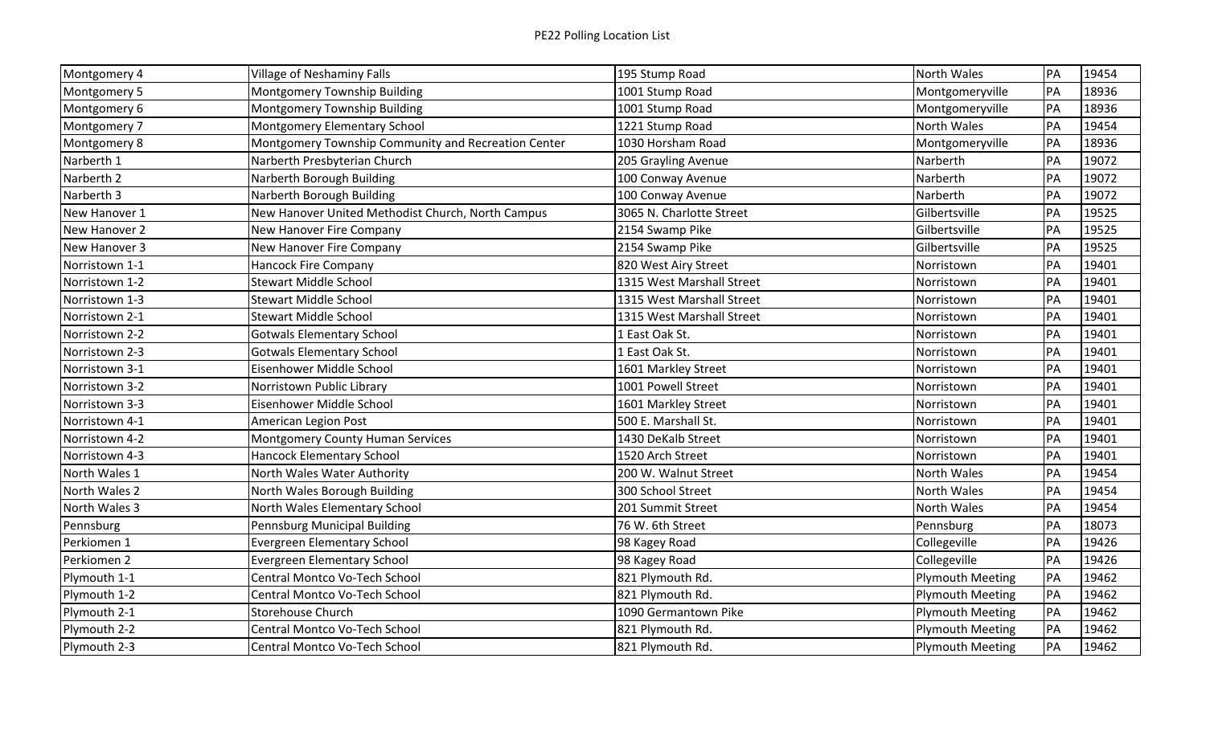| | | | | | |
|---|---|---|---|---|---|
| Montgomery 4 | Village of Neshaminy Falls | 195 Stump Road | North Wales | PA | 19454 |
| Montgomery 5 | Montgomery Township Building | 1001 Stump Road | Montgomeryville | PA | 18936 |
| Montgomery 6 | Montgomery Township Building | 1001 Stump Road | Montgomeryville | PA | 18936 |
| Montgomery 7 | Montgomery Elementary School | 1221 Stump Road | North Wales | PA | 19454 |
| Montgomery 8 | Montgomery Township Community and Recreation Center | 1030 Horsham Road | Montgomeryville | PA | 18936 |
| Narberth 1 | Narberth Presbyterian Church | 205 Grayling Avenue | Narberth | PA | 19072 |
| Narberth 2 | Narberth Borough Building | 100 Conway Avenue | Narberth | PA | 19072 |
| Narberth 3 | Narberth Borough Building | 100 Conway Avenue | Narberth | PA | 19072 |
| New Hanover 1 | New Hanover United Methodist Church, North Campus | 3065 N. Charlotte Street | Gilbertsville | PA | 19525 |
| New Hanover 2 | New Hanover Fire Company | 2154 Swamp Pike | Gilbertsville | PA | 19525 |
| New Hanover 3 | New Hanover Fire Company | 2154 Swamp Pike | Gilbertsville | PA | 19525 |
| Norristown 1-1 | Hancock Fire Company | 820 West Airy Street | Norristown | PA | 19401 |
| Norristown 1-2 | Stewart Middle School | 1315 West Marshall Street | Norristown | PA | 19401 |
| Norristown 1-3 | Stewart Middle School | 1315 West Marshall Street | Norristown | PA | 19401 |
| Norristown 2-1 | Stewart Middle School | 1315 West Marshall Street | Norristown | PA | 19401 |
| Norristown 2-2 | Gotwals Elementary School | 1 East Oak St. | Norristown | PA | 19401 |
| Norristown 2-3 | Gotwals Elementary School | 1 East Oak St. | Norristown | PA | 19401 |
| Norristown 3-1 | Eisenhower Middle School | 1601 Markley Street | Norristown | PA | 19401 |
| Norristown 3-2 | Norristown Public Library | 1001 Powell Street | Norristown | PA | 19401 |
| Norristown 3-3 | Eisenhower Middle School | 1601 Markley Street | Norristown | PA | 19401 |
| Norristown 4-1 | American Legion Post | 500 E. Marshall St. | Norristown | PA | 19401 |
| Norristown 4-2 | Montgomery County Human Services | 1430 DeKalb Street | Norristown | PA | 19401 |
| Norristown 4-3 | Hancock Elementary School | 1520 Arch Street | Norristown | PA | 19401 |
| North Wales 1 | North Wales Water Authority | 200 W. Walnut Street | North Wales | PA | 19454 |
| North Wales 2 | North Wales Borough Building | 300 School Street | North Wales | PA | 19454 |
| North Wales 3 | North Wales Elementary School | 201 Summit Street | North Wales | PA | 19454 |
| Pennsburg | Pennsburg Municipal Building | 76 W. 6th Street | Pennsburg | PA | 18073 |
| Perkiomen 1 | Evergreen Elementary School | 98 Kagey Road | Collegeville | PA | 19426 |
| Perkiomen 2 | Evergreen Elementary School | 98 Kagey Road | Collegeville | PA | 19426 |
| Plymouth 1-1 | Central Montco Vo-Tech School | 821 Plymouth Rd. | Plymouth Meeting | PA | 19462 |
| Plymouth 1-2 | Central Montco Vo-Tech School | 821 Plymouth Rd. | Plymouth Meeting | PA | 19462 |
| Plymouth 2-1 | Storehouse Church | 1090 Germantown Pike | Plymouth Meeting | PA | 19462 |
| Plymouth 2-2 | Central Montco Vo-Tech School | 821 Plymouth Rd. | Plymouth Meeting | PA | 19462 |
| Plymouth 2-3 | Central Montco Vo-Tech School | 821 Plymouth Rd. | Plymouth Meeting | PA | 19462 |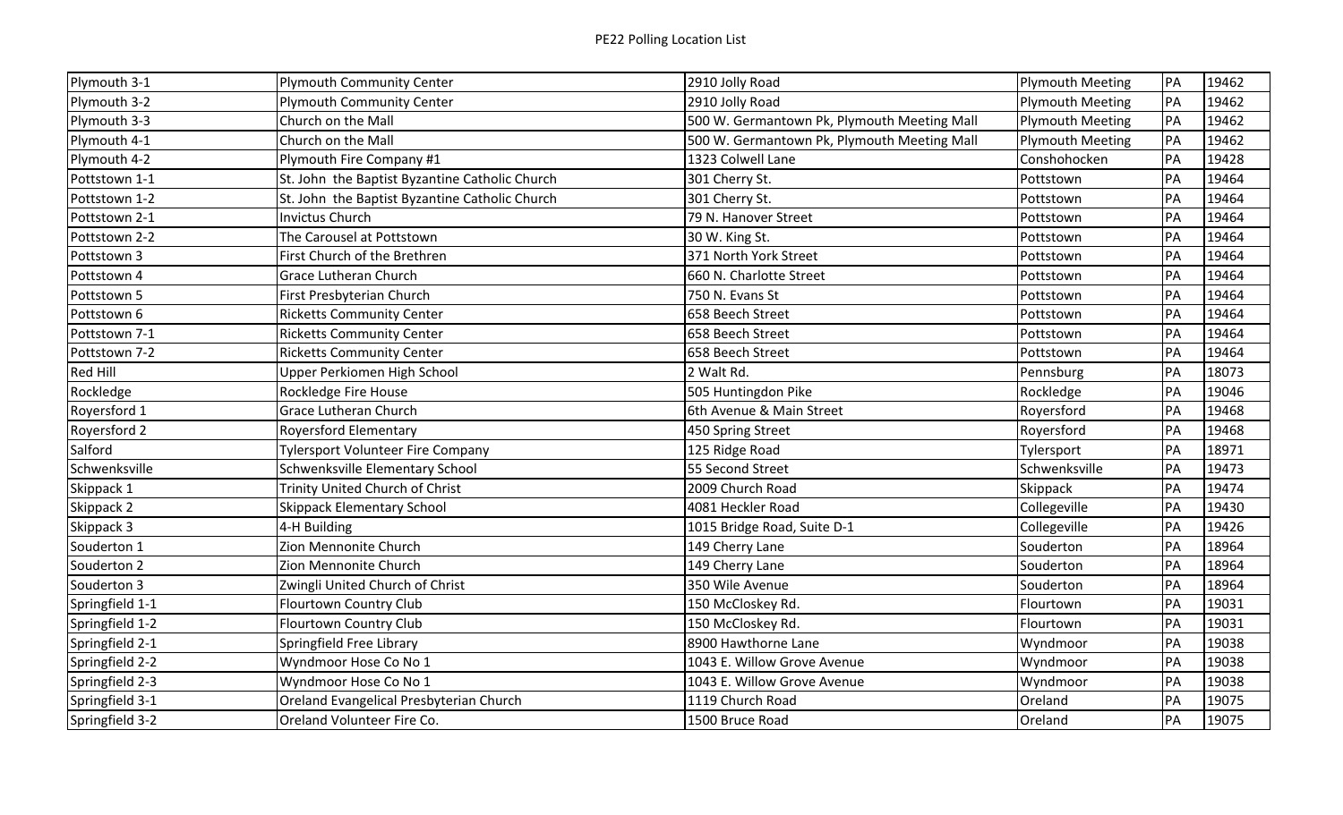PE22 Polling Location List

| | | | | | |
|---|---|---|---|---|---|
| Plymouth 3-1 | Plymouth Community Center | 2910 Jolly Road | Plymouth Meeting | PA | 19462 |
| Plymouth 3-2 | Plymouth Community Center | 2910 Jolly Road | Plymouth Meeting | PA | 19462 |
| Plymouth 3-3 | Church on the Mall | 500 W. Germantown Pk, Plymouth Meeting Mall | Plymouth Meeting | PA | 19462 |
| Plymouth 4-1 | Church on the Mall | 500 W. Germantown Pk, Plymouth Meeting Mall | Plymouth Meeting | PA | 19462 |
| Plymouth 4-2 | Plymouth Fire Company #1 | 1323 Colwell Lane | Conshohocken | PA | 19428 |
| Pottstown 1-1 | St. John  the Baptist Byzantine Catholic Church | 301 Cherry St. | Pottstown | PA | 19464 |
| Pottstown 1-2 | St. John  the Baptist Byzantine Catholic Church | 301 Cherry St. | Pottstown | PA | 19464 |
| Pottstown 2-1 | Invictus Church | 79 N. Hanover Street | Pottstown | PA | 19464 |
| Pottstown 2-2 | The Carousel at Pottstown | 30 W. King St. | Pottstown | PA | 19464 |
| Pottstown 3 | First Church of the Brethren | 371 North York Street | Pottstown | PA | 19464 |
| Pottstown 4 | Grace Lutheran Church | 660 N. Charlotte Street | Pottstown | PA | 19464 |
| Pottstown 5 | First Presbyterian Church | 750 N. Evans St | Pottstown | PA | 19464 |
| Pottstown 6 | Ricketts Community Center | 658 Beech Street | Pottstown | PA | 19464 |
| Pottstown 7-1 | Ricketts Community Center | 658 Beech Street | Pottstown | PA | 19464 |
| Pottstown 7-2 | Ricketts Community Center | 658 Beech Street | Pottstown | PA | 19464 |
| Red Hill | Upper Perkiomen High School | 2 Walt Rd. | Pennsburg | PA | 18073 |
| Rockledge | Rockledge Fire House | 505 Huntingdon Pike | Rockledge | PA | 19046 |
| Royersford 1 | Grace Lutheran Church | 6th Avenue & Main Street | Royersford | PA | 19468 |
| Royersford 2 | Royersford Elementary | 450 Spring Street | Royersford | PA | 19468 |
| Salford | Tylersport Volunteer Fire Company | 125 Ridge Road | Tylersport | PA | 18971 |
| Schwenksville | Schwenksville Elementary School | 55 Second Street | Schwenksville | PA | 19473 |
| Skippack 1 | Trinity United Church of Christ | 2009 Church Road | Skippack | PA | 19474 |
| Skippack 2 | Skippack Elementary School | 4081 Heckler Road | Collegeville | PA | 19430 |
| Skippack 3 | 4-H Building | 1015 Bridge Road, Suite D-1 | Collegeville | PA | 19426 |
| Souderton 1 | Zion Mennonite Church | 149 Cherry Lane | Souderton | PA | 18964 |
| Souderton 2 | Zion Mennonite Church | 149 Cherry Lane | Souderton | PA | 18964 |
| Souderton 3 | Zwingli United Church of Christ | 350 Wile Avenue | Souderton | PA | 18964 |
| Springfield 1-1 | Flourtown Country Club | 150 McCloskey Rd. | Flourtown | PA | 19031 |
| Springfield 1-2 | Flourtown Country Club | 150 McCloskey Rd. | Flourtown | PA | 19031 |
| Springfield 2-1 | Springfield Free Library | 8900 Hawthorne Lane | Wyndmoor | PA | 19038 |
| Springfield 2-2 | Wyndmoor Hose Co No 1 | 1043 E. Willow Grove Avenue | Wyndmoor | PA | 19038 |
| Springfield 2-3 | Wyndmoor Hose Co No 1 | 1043 E. Willow Grove Avenue | Wyndmoor | PA | 19038 |
| Springfield 3-1 | Oreland Evangelical Presbyterian Church | 1119 Church Road | Oreland | PA | 19075 |
| Springfield 3-2 | Oreland Volunteer Fire Co. | 1500 Bruce Road | Oreland | PA | 19075 |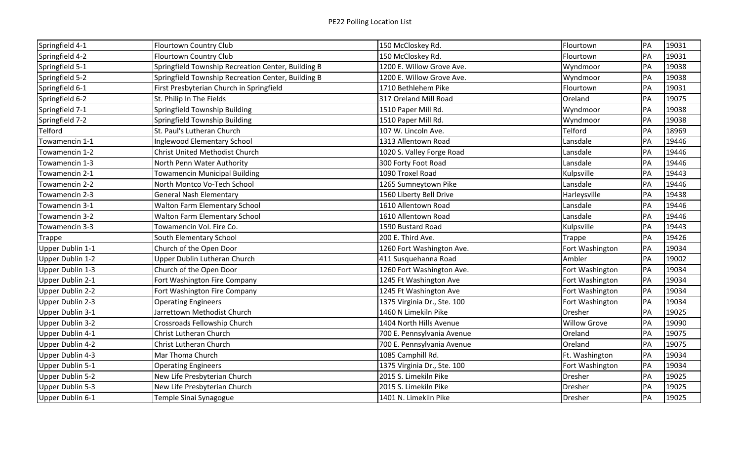| | | | | | |
|---|---|---|---|---|---|
| Springfield 4-1 | Flourtown Country Club | 150 McCloskey Rd. | Flourtown | PA | 19031 |
| Springfield 4-2 | Flourtown Country Club | 150 McCloskey Rd. | Flourtown | PA | 19031 |
| Springfield 5-1 | Springfield Township Recreation Center, Building B | 1200 E. Willow Grove Ave. | Wyndmoor | PA | 19038 |
| Springfield 5-2 | Springfield Township Recreation Center, Building B | 1200 E. Willow Grove Ave. | Wyndmoor | PA | 19038 |
| Springfield 6-1 | First Presbyterian Church in Springfield | 1710 Bethlehem Pike | Flourtown | PA | 19031 |
| Springfield 6-2 | St. Philip In The Fields | 317 Oreland Mill Road | Oreland | PA | 19075 |
| Springfield 7-1 | Springfield Township Building | 1510 Paper Mill Rd. | Wyndmoor | PA | 19038 |
| Springfield 7-2 | Springfield Township Building | 1510 Paper Mill Rd. | Wyndmoor | PA | 19038 |
| Telford | St. Paul's Lutheran Church | 107 W. Lincoln Ave. | Telford | PA | 18969 |
| Towamencin 1-1 | Inglewood Elementary School | 1313 Allentown Road | Lansdale | PA | 19446 |
| Towamencin 1-2 | Christ United Methodist Church | 1020 S. Valley Forge Road | Lansdale | PA | 19446 |
| Towamencin 1-3 | North Penn Water Authority | 300 Forty Foot Road | Lansdale | PA | 19446 |
| Towamencin 2-1 | Towamencin Municipal Building | 1090 Troxel Road | Kulpsville | PA | 19443 |
| Towamencin 2-2 | North Montco Vo-Tech School | 1265 Sumneytown Pike | Lansdale | PA | 19446 |
| Towamencin 2-3 | General Nash Elementary | 1560 Liberty Bell Drive | Harleysville | PA | 19438 |
| Towamencin 3-1 | Walton Farm Elementary School | 1610 Allentown Road | Lansdale | PA | 19446 |
| Towamencin 3-2 | Walton Farm Elementary School | 1610 Allentown Road | Lansdale | PA | 19446 |
| Towamencin 3-3 | Towamencin Vol. Fire Co. | 1590 Bustard Road | Kulpsville | PA | 19443 |
| Trappe | South Elementary School | 200 E. Third Ave. | Trappe | PA | 19426 |
| Upper Dublin 1-1 | Church of the Open Door | 1260 Fort Washington Ave. | Fort Washington | PA | 19034 |
| Upper Dublin 1-2 | Upper Dublin Lutheran Church | 411 Susquehanna Road | Ambler | PA | 19002 |
| Upper Dublin 1-3 | Church of the Open Door | 1260 Fort Washington Ave. | Fort Washington | PA | 19034 |
| Upper Dublin 2-1 | Fort Washington Fire Company | 1245 Ft Washington Ave | Fort Washington | PA | 19034 |
| Upper Dublin 2-2 | Fort Washington Fire Company | 1245 Ft Washington Ave | Fort Washington | PA | 19034 |
| Upper Dublin 2-3 | Operating Engineers | 1375 Virginia Dr., Ste. 100 | Fort Washington | PA | 19034 |
| Upper Dublin 3-1 | Jarrettown Methodist Church | 1460 N Limekiln Pike | Dresher | PA | 19025 |
| Upper Dublin 3-2 | Crossroads Fellowship Church | 1404 North Hills Avenue | Willow Grove | PA | 19090 |
| Upper Dublin 4-1 | Christ Lutheran Church | 700 E. Pennsylvania Avenue | Oreland | PA | 19075 |
| Upper Dublin 4-2 | Christ Lutheran Church | 700 E. Pennsylvania Avenue | Oreland | PA | 19075 |
| Upper Dublin 4-3 | Mar Thoma Church | 1085 Camphill Rd. | Ft. Washington | PA | 19034 |
| Upper Dublin 5-1 | Operating Engineers | 1375 Virginia Dr., Ste. 100 | Fort Washington | PA | 19034 |
| Upper Dublin 5-2 | New Life Presbyterian Church | 2015 S. Limekiln Pike | Dresher | PA | 19025 |
| Upper Dublin 5-3 | New Life Presbyterian Church | 2015 S. Limekiln Pike | Dresher | PA | 19025 |
| Upper Dublin 6-1 | Temple Sinai Synagogue | 1401 N. Limekiln Pike | Dresher | PA | 19025 |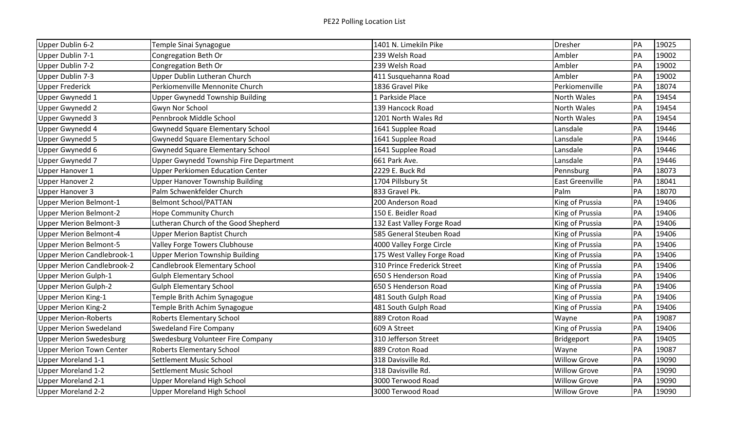| Upper Dublin 6-2 | Temple Sinai Synagogue | 1401 N. Limekiln Pike | Dresher | PA | 19025 |
|---|---|---|---|---|---|
| Upper Dublin 7-1 | Congregation Beth Or | 239 Welsh Road | Ambler | PA | 19002 |
| Upper Dublin 7-2 | Congregation Beth Or | 239 Welsh Road | Ambler | PA | 19002 |
| Upper Dublin 7-3 | Upper Dublin Lutheran Church | 411 Susquehanna Road | Ambler | PA | 19002 |
| Upper Frederick | Perkiomenville Mennonite Church | 1836 Gravel Pike | Perkiomenville | PA | 18074 |
| Upper Gwynedd 1 | Upper Gwynedd Township Building | 1 Parkside Place | North Wales | PA | 19454 |
| Upper Gwynedd 2 | Gwyn Nor School | 139 Hancock Road | North Wales | PA | 19454 |
| Upper Gwynedd 3 | Pennbrook Middle School | 1201 North Wales Rd | North Wales | PA | 19454 |
| Upper Gwynedd 4 | Gwynedd Square Elementary School | 1641 Supplee Road | Lansdale | PA | 19446 |
| Upper Gwynedd 5 | Gwynedd Square Elementary School | 1641 Supplee Road | Lansdale | PA | 19446 |
| Upper Gwynedd 6 | Gwynedd Square Elementary School | 1641 Supplee Road | Lansdale | PA | 19446 |
| Upper Gwynedd 7 | Upper Gwynedd Township Fire Department | 661 Park Ave. | Lansdale | PA | 19446 |
| Upper Hanover 1 | Upper Perkiomen Education Center | 2229 E. Buck Rd | Pennsburg | PA | 18073 |
| Upper Hanover 2 | Upper Hanover Township Building | 1704 Pillsbury St | East Greenville | PA | 18041 |
| Upper Hanover 3 | Palm Schwenkfelder Church | 833 Gravel Pk. | Palm | PA | 18070 |
| Upper Merion Belmont-1 | Belmont School/PATTAN | 200 Anderson Road | King of Prussia | PA | 19406 |
| Upper Merion Belmont-2 | Hope Community Church | 150 E. Beidler Road | King of Prussia | PA | 19406 |
| Upper Merion Belmont-3 | Lutheran Church of the Good Shepherd | 132 East Valley Forge Road | King of Prussia | PA | 19406 |
| Upper Merion Belmont-4 | Upper Merion Baptist Church | 585 General Steuben Road | King of Prussia | PA | 19406 |
| Upper Merion Belmont-5 | Valley Forge Towers Clubhouse | 4000 Valley Forge Circle | King of Prussia | PA | 19406 |
| Upper Merion Candlebrook-1 | Upper Merion Township Building | 175 West Valley Forge Road | King of Prussia | PA | 19406 |
| Upper Merion Candlebrook-2 | Candlebrook Elementary School | 310 Prince Frederick Street | King of Prussia | PA | 19406 |
| Upper Merion Gulph-1 | Gulph Elementary School | 650 S Henderson Road | King of Prussia | PA | 19406 |
| Upper Merion Gulph-2 | Gulph Elementary School | 650 S Henderson Road | King of Prussia | PA | 19406 |
| Upper Merion King-1 | Temple Brith Achim Synagogue | 481 South Gulph Road | King of Prussia | PA | 19406 |
| Upper Merion King-2 | Temple Brith Achim Synagogue | 481 South Gulph Road | King of Prussia | PA | 19406 |
| Upper Merion-Roberts | Roberts Elementary School | 889 Croton Road | Wayne | PA | 19087 |
| Upper Merion Swedeland | Swedeland Fire Company | 609 A Street | King of Prussia | PA | 19406 |
| Upper Merion Swedesburg | Swedesburg Volunteer Fire Company | 310 Jefferson Street | Bridgeport | PA | 19405 |
| Upper Merion Town Center | Roberts Elementary School | 889 Croton Road | Wayne | PA | 19087 |
| Upper Moreland 1-1 | Settlement Music School | 318 Davisville Rd. | Willow Grove | PA | 19090 |
| Upper Moreland 1-2 | Settlement Music School | 318 Davisville Rd. | Willow Grove | PA | 19090 |
| Upper Moreland 2-1 | Upper Moreland High School | 3000 Terwood Road | Willow Grove | PA | 19090 |
| Upper Moreland 2-2 | Upper Moreland High School | 3000 Terwood Road | Willow Grove | PA | 19090 |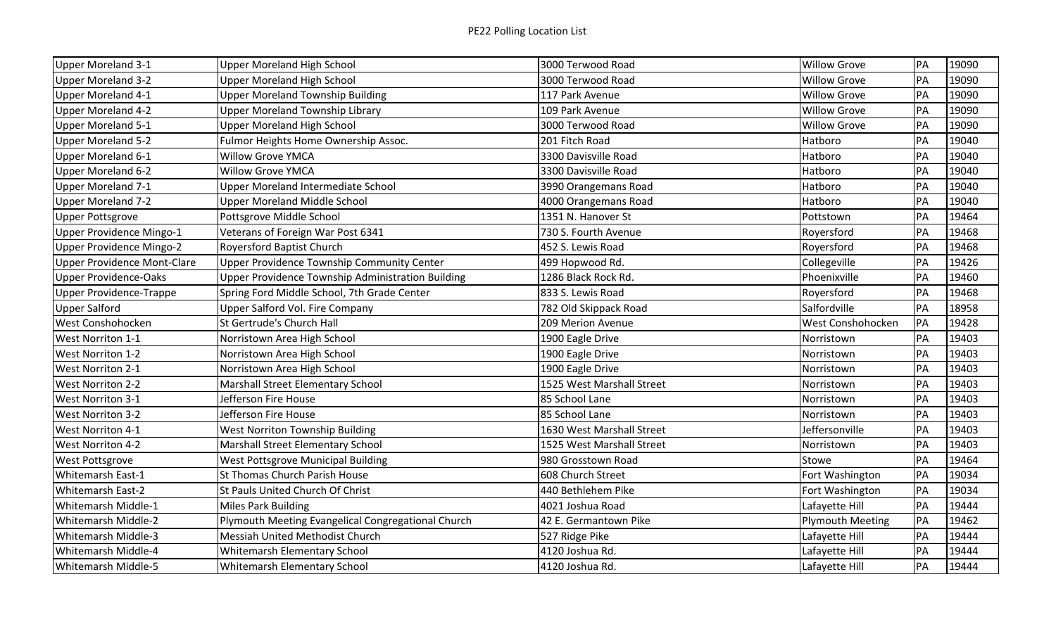| | | | | | |
|---|---|---|---|---|---|
| Upper Moreland 3-1 | Upper Moreland High School | 3000 Terwood Road | Willow Grove | PA | 19090 |
| Upper Moreland 3-2 | Upper Moreland High School | 3000 Terwood Road | Willow Grove | PA | 19090 |
| Upper Moreland 4-1 | Upper Moreland Township Building | 117 Park Avenue | Willow Grove | PA | 19090 |
| Upper Moreland 4-2 | Upper Moreland Township Library | 109 Park Avenue | Willow Grove | PA | 19090 |
| Upper Moreland 5-1 | Upper Moreland High School | 3000 Terwood Road | Willow Grove | PA | 19090 |
| Upper Moreland 5-2 | Fulmor Heights Home Ownership Assoc. | 201 Fitch Road | Hatboro | PA | 19040 |
| Upper Moreland 6-1 | Willow Grove YMCA | 3300 Davisville Road | Hatboro | PA | 19040 |
| Upper Moreland 6-2 | Willow Grove YMCA | 3300 Davisville Road | Hatboro | PA | 19040 |
| Upper Moreland 7-1 | Upper Moreland Intermediate School | 3990 Orangemans Road | Hatboro | PA | 19040 |
| Upper Moreland 7-2 | Upper Moreland Middle School | 4000 Orangemans Road | Hatboro | PA | 19040 |
| Upper Pottsgrove | Pottsgrove Middle School | 1351 N. Hanover St | Pottstown | PA | 19464 |
| Upper Providence Mingo-1 | Veterans of Foreign War Post 6341 | 730 S. Fourth Avenue | Royersford | PA | 19468 |
| Upper Providence Mingo-2 | Royersford Baptist Church | 452 S. Lewis Road | Royersford | PA | 19468 |
| Upper Providence Mont-Clare | Upper Providence Township Community Center | 499 Hopwood Rd. | Collegeville | PA | 19426 |
| Upper Providence-Oaks | Upper Providence Township Administration Building | 1286 Black Rock Rd. | Phoenixville | PA | 19460 |
| Upper Providence-Trappe | Spring Ford Middle School, 7th Grade Center | 833 S. Lewis Road | Royersford | PA | 19468 |
| Upper Salford | Upper Salford Vol. Fire Company | 782 Old Skippack Road | Salfordville | PA | 18958 |
| West Conshohocken | St Gertrude's Church Hall | 209 Merion Avenue | West Conshohocken | PA | 19428 |
| West Norriton 1-1 | Norristown Area High School | 1900 Eagle Drive | Norristown | PA | 19403 |
| West Norriton 1-2 | Norristown Area High School | 1900 Eagle Drive | Norristown | PA | 19403 |
| West Norriton 2-1 | Norristown Area High School | 1900 Eagle Drive | Norristown | PA | 19403 |
| West Norriton 2-2 | Marshall Street Elementary School | 1525 West Marshall Street | Norristown | PA | 19403 |
| West Norriton 3-1 | Jefferson Fire House | 85 School Lane | Norristown | PA | 19403 |
| West Norriton 3-2 | Jefferson Fire House | 85 School Lane | Norristown | PA | 19403 |
| West Norriton 4-1 | West Norriton Township Building | 1630 West Marshall Street | Jeffersonville | PA | 19403 |
| West Norriton 4-2 | Marshall Street Elementary School | 1525 West Marshall Street | Norristown | PA | 19403 |
| West Pottsgrove | West Pottsgrove Municipal Building | 980 Grosstown Road | Stowe | PA | 19464 |
| Whitemarsh East-1 | St Thomas Church Parish House | 608 Church Street | Fort Washington | PA | 19034 |
| Whitemarsh East-2 | St Pauls United Church Of Christ | 440 Bethlehem Pike | Fort Washington | PA | 19034 |
| Whitemarsh Middle-1 | Miles Park Building | 4021 Joshua Road | Lafayette Hill | PA | 19444 |
| Whitemarsh Middle-2 | Plymouth Meeting Evangelical Congregational Church | 42 E. Germantown Pike | Plymouth Meeting | PA | 19462 |
| Whitemarsh Middle-3 | Messiah United Methodist Church | 527 Ridge Pike | Lafayette Hill | PA | 19444 |
| Whitemarsh Middle-4 | Whitemarsh Elementary School | 4120 Joshua Rd. | Lafayette Hill | PA | 19444 |
| Whitemarsh Middle-5 | Whitemarsh Elementary School | 4120 Joshua Rd. | Lafayette Hill | PA | 19444 |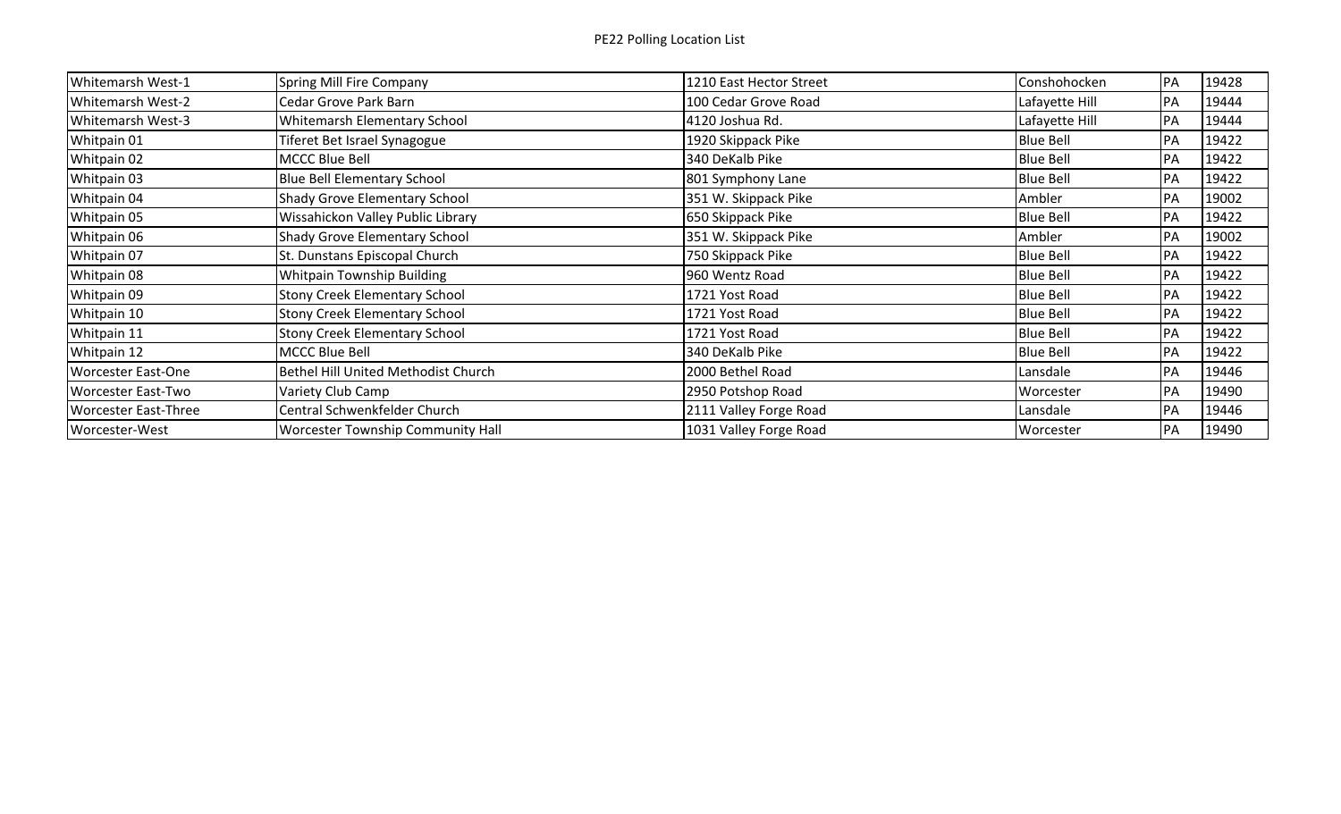PE22 Polling Location List

| | | | | | |
|---|---|---|---|---|---|
| Whitemarsh West-1 | Spring Mill Fire Company | 1210 East Hector Street | Conshohocken | PA | 19428 |
| Whitemarsh West-2 | Cedar Grove Park Barn | 100 Cedar Grove Road | Lafayette Hill | PA | 19444 |
| Whitemarsh West-3 | Whitemarsh Elementary School | 4120 Joshua Rd. | Lafayette Hill | PA | 19444 |
| Whitpain 01 | Tiferet Bet Israel Synagogue | 1920 Skippack Pike | Blue Bell | PA | 19422 |
| Whitpain 02 | MCCC Blue Bell | 340 DeKalb Pike | Blue Bell | PA | 19422 |
| Whitpain 03 | Blue Bell Elementary School | 801 Symphony Lane | Blue Bell | PA | 19422 |
| Whitpain 04 | Shady Grove Elementary School | 351 W. Skippack Pike | Ambler | PA | 19002 |
| Whitpain 05 | Wissahickon Valley Public Library | 650 Skippack Pike | Blue Bell | PA | 19422 |
| Whitpain 06 | Shady Grove Elementary School | 351 W. Skippack Pike | Ambler | PA | 19002 |
| Whitpain 07 | St. Dunstans Episcopal Church | 750 Skippack Pike | Blue Bell | PA | 19422 |
| Whitpain 08 | Whitpain Township Building | 960 Wentz Road | Blue Bell | PA | 19422 |
| Whitpain 09 | Stony Creek Elementary School | 1721 Yost Road | Blue Bell | PA | 19422 |
| Whitpain 10 | Stony Creek Elementary School | 1721 Yost Road | Blue Bell | PA | 19422 |
| Whitpain 11 | Stony Creek Elementary School | 1721 Yost Road | Blue Bell | PA | 19422 |
| Whitpain 12 | MCCC Blue Bell | 340 DeKalb Pike | Blue Bell | PA | 19422 |
| Worcester East-One | Bethel Hill United Methodist Church | 2000 Bethel Road | Lansdale | PA | 19446 |
| Worcester East-Two | Variety Club Camp | 2950 Potshop Road | Worcester | PA | 19490 |
| Worcester East-Three | Central Schwenkfelder Church | 2111 Valley Forge Road | Lansdale | PA | 19446 |
| Worcester-West | Worcester Township Community Hall | 1031 Valley Forge Road | Worcester | PA | 19490 |